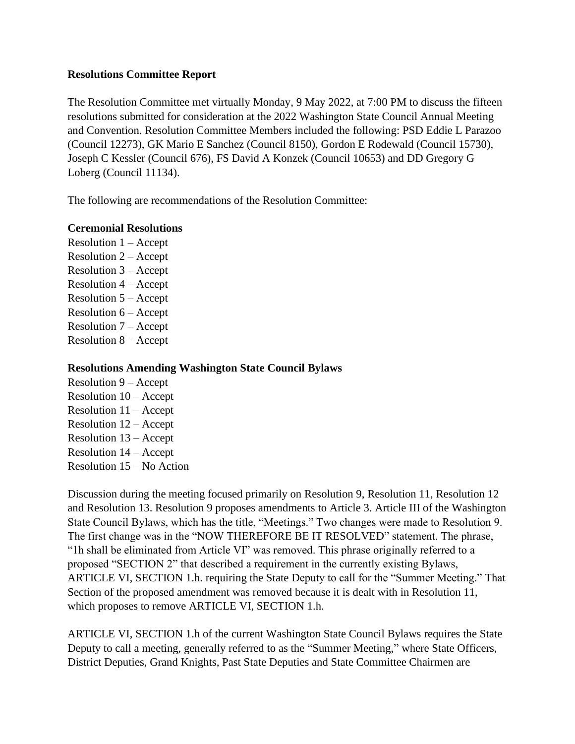**Resolutions Committee Report**

The Resolution Committee met virtually Monday, 9 May 2022, at 7:00 PM to discuss the fifteen resolutions submitted for consideration at the 2022 Washington State Council Annual Meeting and Convention. Resolution Committee Members included the following: PSD Eddie L Parazoo (Council 12273), GK Mario E Sanchez (Council 8150), Gordon E Rodewald (Council 15730), Joseph C Kessler (Council 676), FS David A Konzek (Council 10653) and DD Gregory G Loberg (Council 11134).

The following are recommendations of the Resolution Committee:

**Ceremonial Resolutions**

Resolution 1 – Accept
Resolution 2 – Accept
Resolution 3 – Accept
Resolution 4 – Accept
Resolution 5 – Accept
Resolution 6 – Accept
Resolution 7 – Accept
Resolution 8 – Accept

**Resolutions Amending Washington State Council Bylaws**

Resolution 9 – Accept
Resolution 10 – Accept
Resolution 11 – Accept
Resolution 12 – Accept
Resolution 13 – Accept
Resolution 14 – Accept
Resolution 15 – No Action

Discussion during the meeting focused primarily on Resolution 9, Resolution 11, Resolution 12 and Resolution 13. Resolution 9 proposes amendments to Article 3. Article III of the Washington State Council Bylaws, which has the title, "Meetings." Two changes were made to Resolution 9. The first change was in the "NOW THEREFORE BE IT RESOLVED" statement. The phrase, "1h shall be eliminated from Article VI" was removed. This phrase originally referred to a proposed "SECTION 2" that described a requirement in the currently existing Bylaws, ARTICLE VI, SECTION 1.h. requiring the State Deputy to call for the "Summer Meeting." That Section of the proposed amendment was removed because it is dealt with in Resolution 11, which proposes to remove ARTICLE VI, SECTION 1.h.

ARTICLE VI, SECTION 1.h of the current Washington State Council Bylaws requires the State Deputy to call a meeting, generally referred to as the "Summer Meeting," where State Officers, District Deputies, Grand Knights, Past State Deputies and State Committee Chairmen are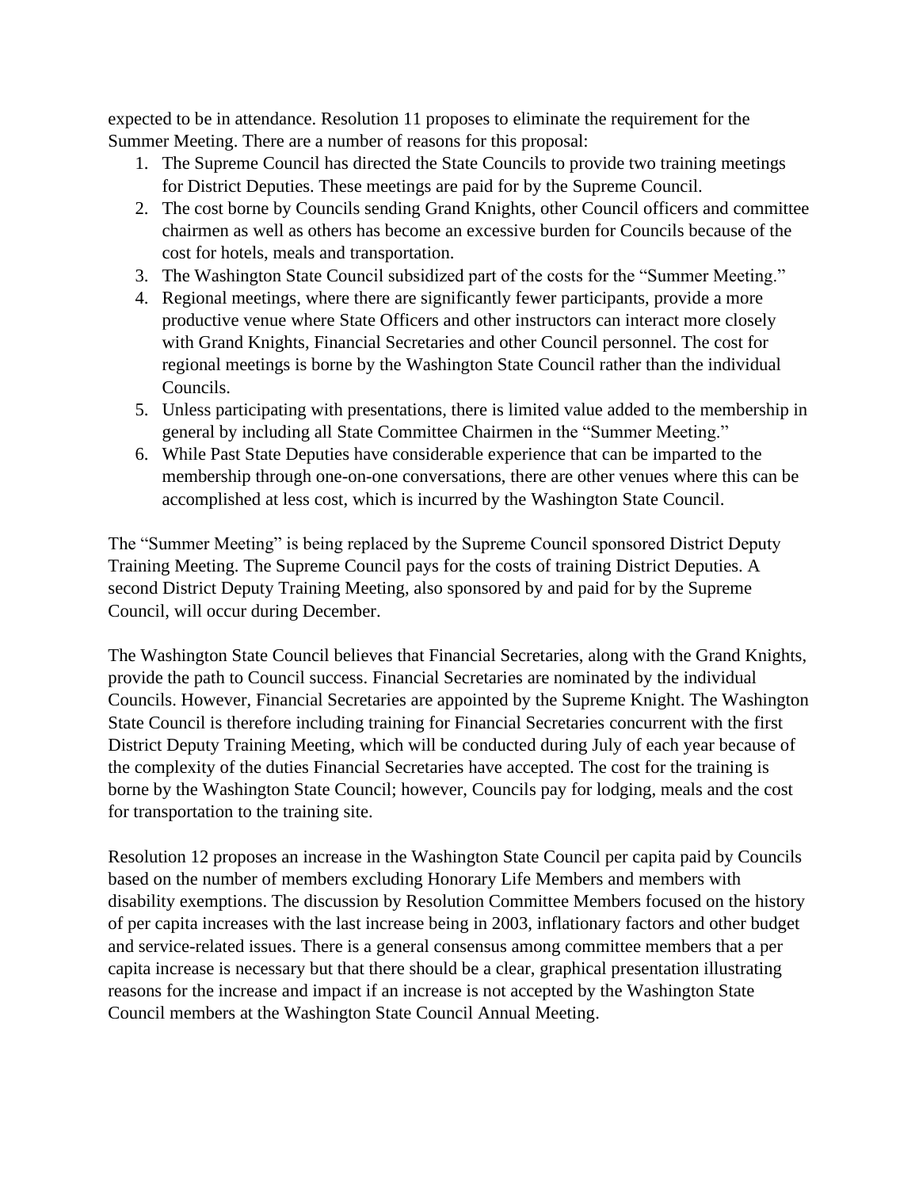expected to be in attendance. Resolution 11 proposes to eliminate the requirement for the Summer Meeting. There are a number of reasons for this proposal:

1. The Supreme Council has directed the State Councils to provide two training meetings for District Deputies. These meetings are paid for by the Supreme Council.
2. The cost borne by Councils sending Grand Knights, other Council officers and committee chairmen as well as others has become an excessive burden for Councils because of the cost for hotels, meals and transportation.
3. The Washington State Council subsidized part of the costs for the "Summer Meeting."
4. Regional meetings, where there are significantly fewer participants, provide a more productive venue where State Officers and other instructors can interact more closely with Grand Knights, Financial Secretaries and other Council personnel. The cost for regional meetings is borne by the Washington State Council rather than the individual Councils.
5. Unless participating with presentations, there is limited value added to the membership in general by including all State Committee Chairmen in the "Summer Meeting."
6. While Past State Deputies have considerable experience that can be imparted to the membership through one-on-one conversations, there are other venues where this can be accomplished at less cost, which is incurred by the Washington State Council.

The "Summer Meeting" is being replaced by the Supreme Council sponsored District Deputy Training Meeting. The Supreme Council pays for the costs of training District Deputies. A second District Deputy Training Meeting, also sponsored by and paid for by the Supreme Council, will occur during December.

The Washington State Council believes that Financial Secretaries, along with the Grand Knights, provide the path to Council success. Financial Secretaries are nominated by the individual Councils. However, Financial Secretaries are appointed by the Supreme Knight. The Washington State Council is therefore including training for Financial Secretaries concurrent with the first District Deputy Training Meeting, which will be conducted during July of each year because of the complexity of the duties Financial Secretaries have accepted. The cost for the training is borne by the Washington State Council; however, Councils pay for lodging, meals and the cost for transportation to the training site.

Resolution 12 proposes an increase in the Washington State Council per capita paid by Councils based on the number of members excluding Honorary Life Members and members with disability exemptions. The discussion by Resolution Committee Members focused on the history of per capita increases with the last increase being in 2003, inflationary factors and other budget and service-related issues. There is a general consensus among committee members that a per capita increase is necessary but that there should be a clear, graphical presentation illustrating reasons for the increase and impact if an increase is not accepted by the Washington State Council members at the Washington State Council Annual Meeting.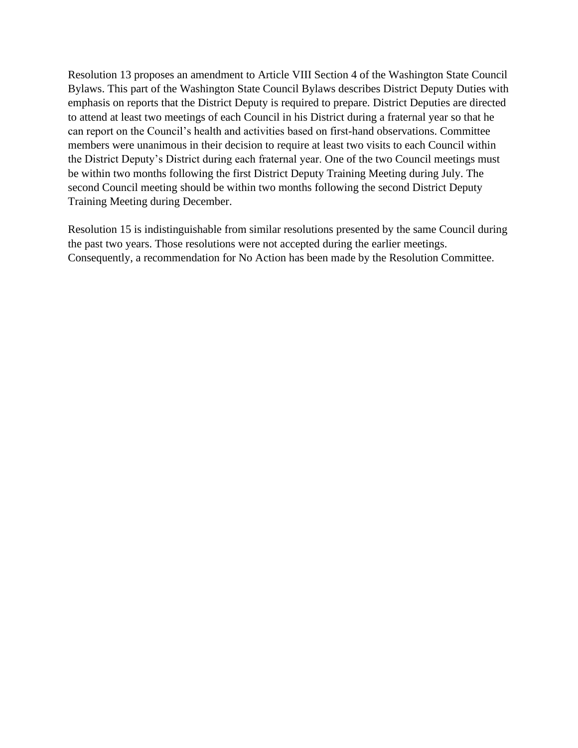Resolution 13 proposes an amendment to Article VIII Section 4 of the Washington State Council Bylaws. This part of the Washington State Council Bylaws describes District Deputy Duties with emphasis on reports that the District Deputy is required to prepare. District Deputies are directed to attend at least two meetings of each Council in his District during a fraternal year so that he can report on the Council's health and activities based on first-hand observations. Committee members were unanimous in their decision to require at least two visits to each Council within the District Deputy's District during each fraternal year. One of the two Council meetings must be within two months following the first District Deputy Training Meeting during July. The second Council meeting should be within two months following the second District Deputy Training Meeting during December.

Resolution 15 is indistinguishable from similar resolutions presented by the same Council during the past two years. Those resolutions were not accepted during the earlier meetings. Consequently, a recommendation for No Action has been made by the Resolution Committee.